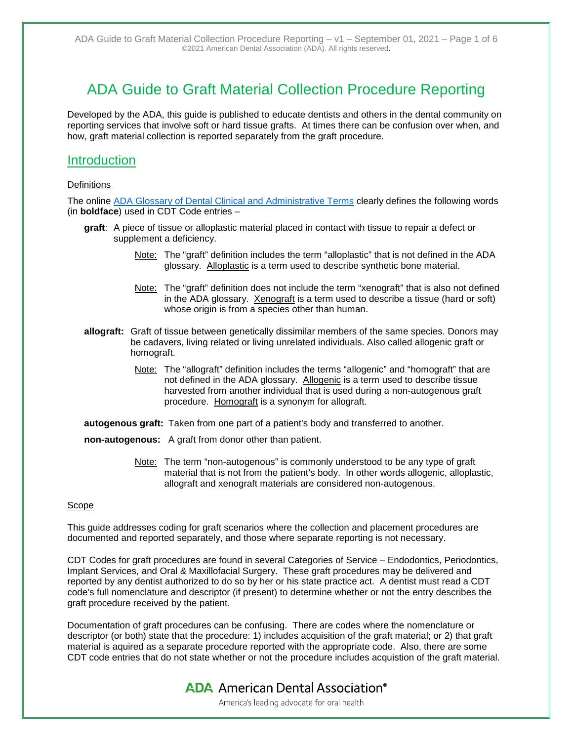# ADA Guide to Graft Material Collection Procedure Reporting

Developed by the ADA, this guide is published to educate dentists and others in the dental community on reporting services that involve soft or hard tissue grafts. At times there can be confusion over when, and how, graft material collection is reported separately from the graft procedure.

## Introduction

### Definitions

The online ADA Glossary of Dental Clinical and Administrative Terms clearly defines the following words (in **boldface**) used in CDT Code entries –

**graft**: A piece of tissue or alloplastic material placed in contact with tissue to repair a defect or supplement a deficiency.

> Note: The "graft" definition includes the term "alloplastic" that is not defined in the ADA glossary. Alloplastic is a term used to describe synthetic bone material.

> Note: The "graft" definition does not include the term "xenograft" that is also not defined in the ADA glossary. Xenograft is a term used to describe a tissue (hard or soft) whose origin is from a species other than human.

**allograft:** Graft of tissue between genetically dissimilar members of the same species. Donors may be cadavers, living related or living unrelated individuals. Also called allogenic graft or homograft.

> Note: The "allograft" definition includes the terms "allogenic" and "homograft" that are not defined in the ADA glossary. Allogenic is a term used to describe tissue harvested from another individual that is used during a non-autogenous graft procedure. Homograft is a synonym for allograft.

**autogenous graft:** Taken from one part of a patient's body and transferred to another.

**non-autogenous:** A graft from donor other than patient.

> Note: The term "non-autogenous" is commonly understood to be any type of graft material that is not from the patient's body. In other words allogenic, alloplastic, allograft and xenograft materials are considered non-autogenous.

### Scope

This guide addresses coding for graft scenarios where the collection and placement procedures are documented and reported separately, and those where separate reporting is not necessary.

CDT Codes for graft procedures are found in several Categories of Service – Endodontics, Periodontics, Implant Services, and Oral & Maxillofacial Surgery. These graft procedures may be delivered and reported by any dentist authorized to do so by her or his state practice act. A dentist must read a CDT code's full nomenclature and descriptor (if present) to determine whether or not the entry describes the graft procedure received by the patient.

Documentation of graft procedures can be confusing. There are codes where the nomenclature or descriptor (or both) state that the procedure: 1) includes acquisition of the graft material; or 2) that graft material is aquired as a separate procedure reported with the appropriate code. Also, there are some CDT code entries that do not state whether or not the procedure includes acquistion of the graft material.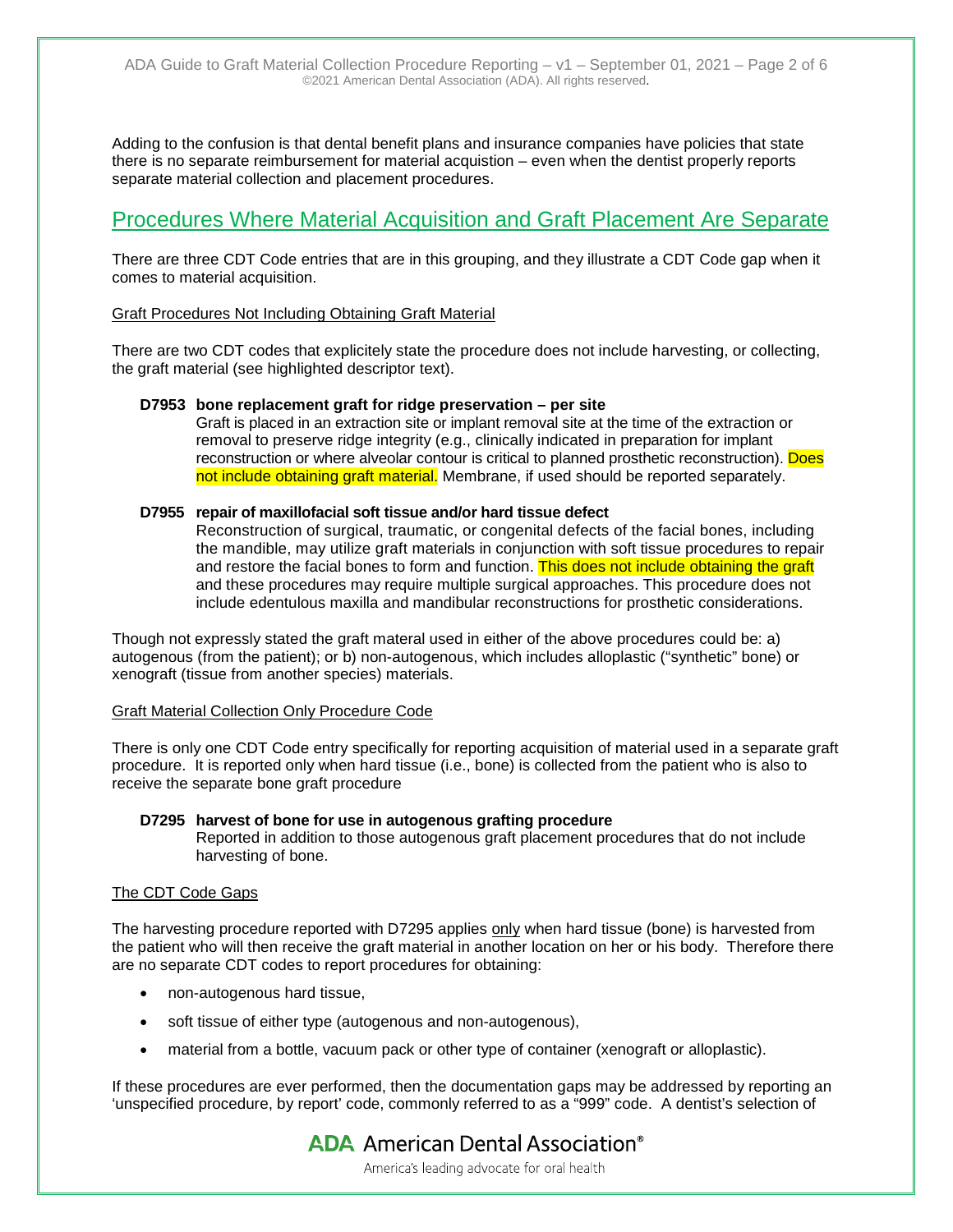Adding to the confusion is that dental benefit plans and insurance companies have policies that state there is no separate reimbursement for material acquistion – even when the dentist properly reports separate material collection and placement procedures.

## Procedures Where Material Acquisition and Graft Placement Are Separate

There are three CDT Code entries that are in this grouping, and they illustrate a CDT Code gap when it comes to material acquisition.

Graft Procedures Not Including Obtaining Graft Material

There are two CDT codes that explicitely state the procedure does not include harvesting, or collecting, the graft material (see highlighted descriptor text).

**D7953 bone replacement graft for ridge preservation – per site**
Graft is placed in an extraction site or implant removal site at the time of the extraction or removal to preserve ridge integrity (e.g., clinically indicated in preparation for implant reconstruction or where alveolar contour is critical to planned prosthetic reconstruction). Does not include obtaining graft material. Membrane, if used should be reported separately.

**D7955 repair of maxillofacial soft tissue and/or hard tissue defect**
Reconstruction of surgical, traumatic, or congenital defects of the facial bones, including the mandible, may utilize graft materials in conjunction with soft tissue procedures to repair and restore the facial bones to form and function. This does not include obtaining the graft and these procedures may require multiple surgical approaches. This procedure does not include edentulous maxilla and mandibular reconstructions for prosthetic considerations.

Though not expressly stated the graft materal used in either of the above procedures could be: a) autogenous (from the patient); or b) non-autogenous, which includes alloplastic ("synthetic" bone) or xenograft (tissue from another species) materials.

Graft Material Collection Only Procedure Code

There is only one CDT Code entry specifically for reporting acquisition of material used in a separate graft procedure. It is reported only when hard tissue (i.e., bone) is collected from the patient who is also to receive the separate bone graft procedure

**D7295 harvest of bone for use in autogenous grafting procedure**
Reported in addition to those autogenous graft placement procedures that do not include harvesting of bone.

The CDT Code Gaps

The harvesting procedure reported with D7295 applies only when hard tissue (bone) is harvested from the patient who will then receive the graft material in another location on her or his body. Therefore there are no separate CDT codes to report procedures for obtaining:

- non-autogenous hard tissue,
- soft tissue of either type (autogenous and non-autogenous),
- material from a bottle, vacuum pack or other type of container (xenograft or alloplastic).

If these procedures are ever performed, then the documentation gaps may be addressed by reporting an 'unspecified procedure, by report' code, commonly referred to as a "999" code. A dentist's selection of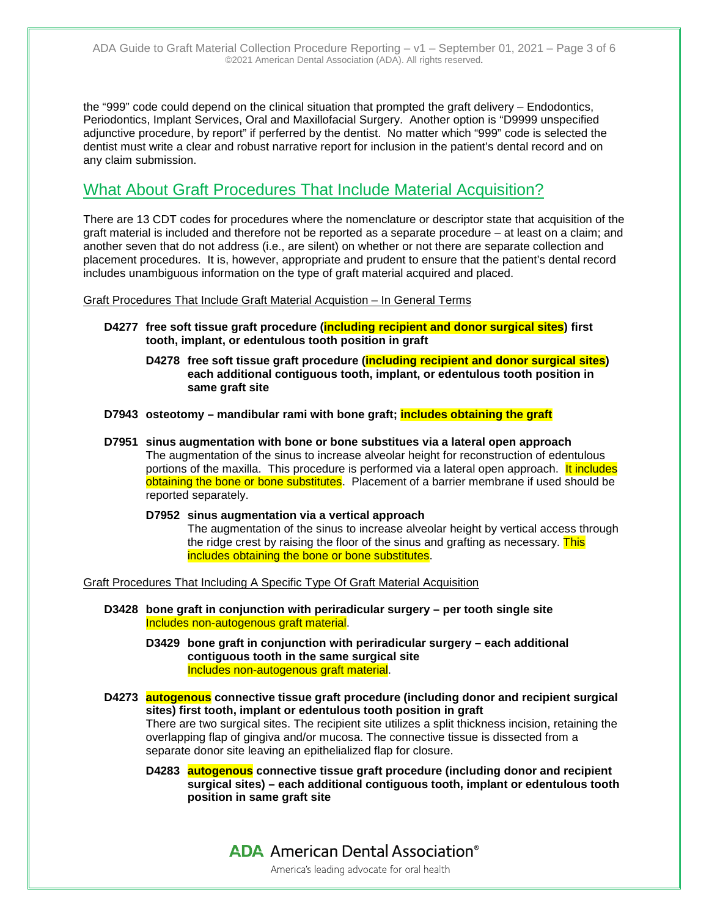the "999" code could depend on the clinical situation that prompted the graft delivery – Endodontics, Periodontics, Implant Services, Oral and Maxillofacial Surgery. Another option is "D9999 unspecified adjunctive procedure, by report" if perferred by the dentist. No matter which "999" code is selected the dentist must write a clear and robust narrative report for inclusion in the patient's dental record and on any claim submission.

## What About Graft Procedures That Include Material Acquisition?

There are 13 CDT codes for procedures where the nomenclature or descriptor state that acquisition of the graft material is included and therefore not be reported as a separate procedure – at least on a claim; and another seven that do not address (i.e., are silent) on whether or not there are separate collection and placement procedures. It is, however, appropriate and prudent to ensure that the patient's dental record includes unambiguous information on the type of graft material acquired and placed.

<u>Graft Procedures That Include Graft Material Acquistion – In General Terms</u>

**D4277 free soft tissue graft procedure (including recipient and donor surgical sites) first tooth, implant, or edentulous tooth position in graft**

> **D4278 free soft tissue graft procedure (including recipient and donor surgical sites) each additional contiguous tooth, implant, or edentulous tooth position in same graft site**

**D7943 osteotomy – mandibular rami with bone graft; includes obtaining the graft**

**D7951 sinus augmentation with bone or bone substitues via a lateral open approach**
The augmentation of the sinus to increase alveolar height for reconstruction of edentulous portions of the maxilla. This procedure is performed via a lateral open approach. It includes obtaining the bone or bone substitutes. Placement of a barrier membrane if used should be reported separately.

> **D7952 sinus augmentation via a vertical approach**
> The augmentation of the sinus to increase alveolar height by vertical access through the ridge crest by raising the floor of the sinus and grafting as necessary. This includes obtaining the bone or bone substitutes.

<u>Graft Procedures That Including A Specific Type Of Graft Material Acquisition</u>

**D3428 bone graft in conjunction with periradicular surgery – per tooth single site**
Includes non-autogenous graft material.

> **D3429 bone graft in conjunction with periradicular surgery – each additional contiguous tooth in the same surgical site**
> Includes non-autogenous graft material.

**D4273 autogenous connective tissue graft procedure (including donor and recipient surgical sites) first tooth, implant or edentulous tooth position in graft**
There are two surgical sites. The recipient site utilizes a split thickness incision, retaining the overlapping flap of gingiva and/or mucosa. The connective tissue is dissected from a separate donor site leaving an epithelialized flap for closure.

> **D4283 autogenous connective tissue graft procedure (including donor and recipient surgical sites) – each additional contiguous tooth, implant or edentulous tooth position in same graft site**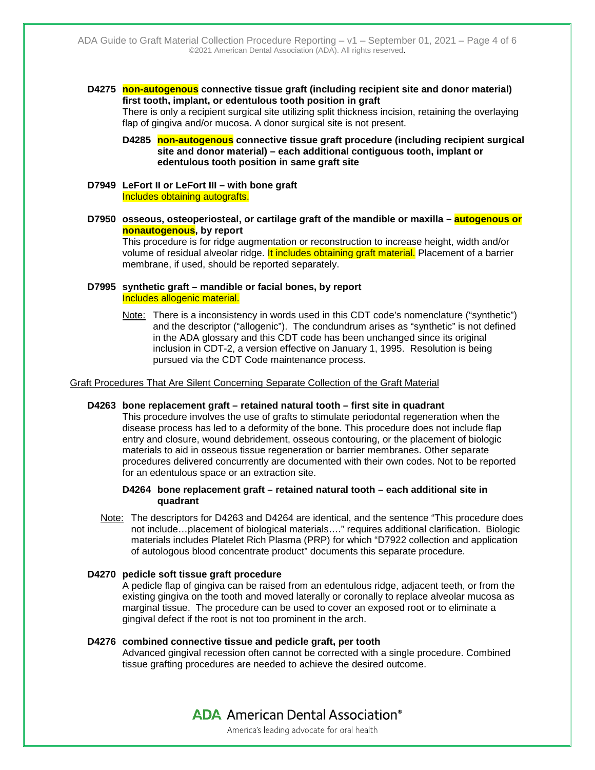**D4275 non-autogenous connective tissue graft (including recipient site and donor material) first tooth, implant, or edentulous tooth position in graft**

There is only a recipient surgical site utilizing split thickness incision, retaining the overlaying flap of gingiva and/or mucosa. A donor surgical site is not present.

> **D4285 non-autogenous connective tissue graft procedure (including recipient surgical site and donor material) – each additional contiguous tooth, implant or edentulous tooth position in same graft site**

**D7949 LeFort II or LeFort III – with bone graft**

Includes obtaining autografts.

**D7950 osseous, osteoperiosteal, or cartilage graft of the mandible or maxilla – autogenous or nonautogenous, by report**

This procedure is for ridge augmentation or reconstruction to increase height, width and/or volume of residual alveolar ridge. It includes obtaining graft material. Placement of a barrier membrane, if used, should be reported separately.

**D7995 synthetic graft – mandible or facial bones, by report**

Includes allogenic material.

> Note: There is a inconsistency in words used in this CDT code's nomenclature ("synthetic") and the descriptor ("allogenic"). The condundrum arises as "synthetic" is not defined in the ADA glossary and this CDT code has been unchanged since its original inclusion in CDT-2, a version effective on January 1, 1995. Resolution is being pursued via the CDT Code maintenance process.

Graft Procedures That Are Silent Concerning Separate Collection of the Graft Material

**D4263 bone replacement graft – retained natural tooth – first site in quadrant**

This procedure involves the use of grafts to stimulate periodontal regeneration when the disease process has led to a deformity of the bone. This procedure does not include flap entry and closure, wound debridement, osseous contouring, or the placement of biologic materials to aid in osseous tissue regeneration or barrier membranes. Other separate procedures delivered concurrently are documented with their own codes. Not to be reported for an edentulous space or an extraction site.

> **D4264 bone replacement graft – retained natural tooth – each additional site in quadrant**

Note: The descriptors for D4263 and D4264 are identical, and the sentence "This procedure does not include…placement of biological materials…." requires additional clarification. Biologic materials includes Platelet Rich Plasma (PRP) for which "D7922 collection and application of autologous blood concentrate product" documents this separate procedure.

**D4270 pedicle soft tissue graft procedure**

A pedicle flap of gingiva can be raised from an edentulous ridge, adjacent teeth, or from the existing gingiva on the tooth and moved laterally or coronally to replace alveolar mucosa as marginal tissue. The procedure can be used to cover an exposed root or to eliminate a gingival defect if the root is not too prominent in the arch.

**D4276 combined connective tissue and pedicle graft, per tooth**

Advanced gingival recession often cannot be corrected with a single procedure. Combined tissue grafting procedures are needed to achieve the desired outcome.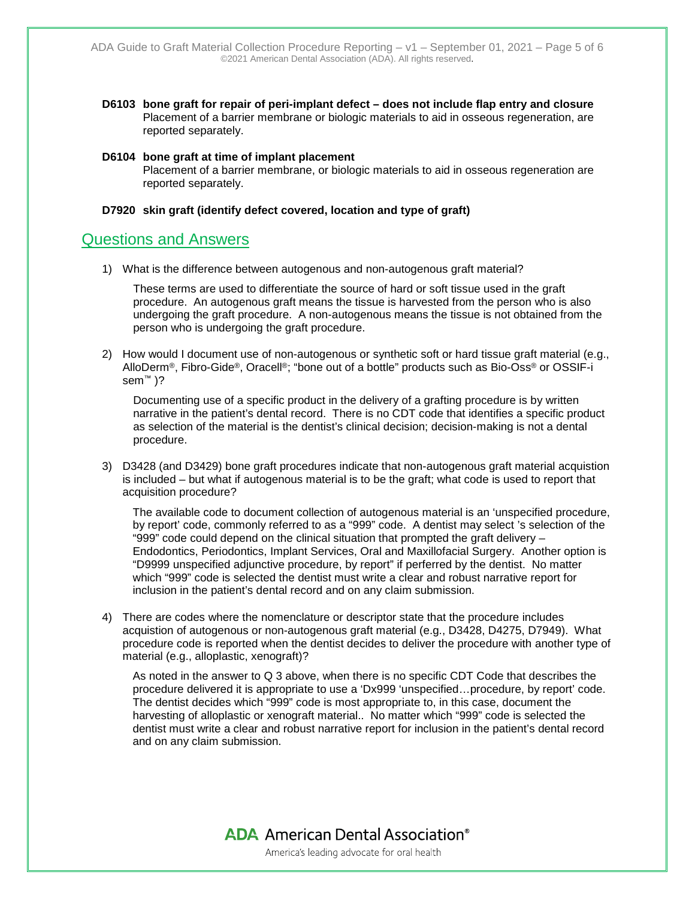**D6103 bone graft for repair of peri-implant defect – does not include flap entry and closure**
Placement of a barrier membrane or biologic materials to aid in osseous regeneration, are reported separately.

**D6104 bone graft at time of implant placement**
Placement of a barrier membrane, or biologic materials to aid in osseous regeneration are reported separately.

**D7920 skin graft (identify defect covered, location and type of graft)**

## Questions and Answers

1) What is the difference between autogenous and non-autogenous graft material?

   These terms are used to differentiate the source of hard or soft tissue used in the graft procedure. An autogenous graft means the tissue is harvested from the person who is also undergoing the graft procedure. A non-autogenous means the tissue is not obtained from the person who is undergoing the graft procedure.

2) How would I document use of non-autogenous or synthetic soft or hard tissue graft material (e.g., AlloDerm®, Fibro-Gide®, Oracell®; "bone out of a bottle" products such as Bio-Oss® or OSSIF-i sem™ )?

   Documenting use of a specific product in the delivery of a grafting procedure is by written narrative in the patient's dental record. There is no CDT code that identifies a specific product as selection of the material is the dentist's clinical decision; decision-making is not a dental procedure.

3) D3428 (and D3429) bone graft procedures indicate that non-autogenous graft material acquistion is included – but what if autogenous material is to be the graft; what code is used to report that acquisition procedure?

   The available code to document collection of autogenous material is an 'unspecified procedure, by report' code, commonly referred to as a "999" code. A dentist may select 's selection of the "999" code could depend on the clinical situation that prompted the graft delivery – Endodontics, Periodontics, Implant Services, Oral and Maxillofacial Surgery. Another option is "D9999 unspecified adjunctive procedure, by report" if perferred by the dentist. No matter which "999" code is selected the dentist must write a clear and robust narrative report for inclusion in the patient's dental record and on any claim submission.

4) There are codes where the nomenclature or descriptor state that the procedure includes acquistion of autogenous or non-autogenous graft material (e.g., D3428, D4275, D7949). What procedure code is reported when the dentist decides to deliver the procedure with another type of material (e.g., alloplastic, xenograft)?

   As noted in the answer to Q 3 above, when there is no specific CDT Code that describes the procedure delivered it is appropriate to use a 'Dx999 'unspecified…procedure, by report' code. The dentist decides which "999" code is most appropriate to, in this case, document the harvesting of alloplastic or xenograft material.. No matter which "999" code is selected the dentist must write a clear and robust narrative report for inclusion in the patient's dental record and on any claim submission.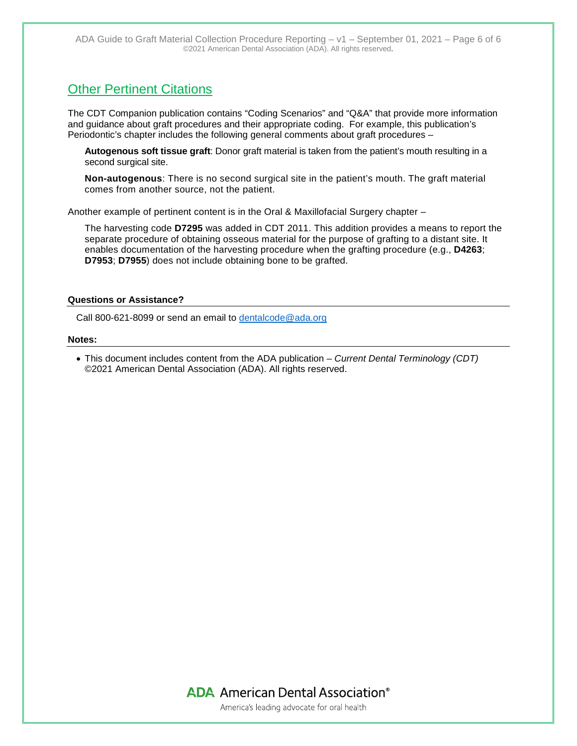## Other Pertinent Citations

The CDT Companion publication contains "Coding Scenarios" and "Q&A" that provide more information and guidance about graft procedures and their appropriate coding. For example, this publication's Periodontic's chapter includes the following general comments about graft procedures –

> **Autogenous soft tissue graft**: Donor graft material is taken from the patient's mouth resulting in a second surgical site.
>
> **Non-autogenous**: There is no second surgical site in the patient's mouth. The graft material comes from another source, not the patient.

Another example of pertinent content is in the Oral & Maxillofacial Surgery chapter –

> The harvesting code **D7295** was added in CDT 2011. This addition provides a means to report the separate procedure of obtaining osseous material for the purpose of grafting to a distant site. It enables documentation of the harvesting procedure when the grafting procedure (e.g., **D4263**; **D7953**; **D7955**) does not include obtaining bone to be grafted.

**Questions or Assistance?**

Call 800-621-8099 or send an email to [dentalcode@ada.org](mailto:dentalcode@ada.org)

**Notes:**

- This document includes content from the ADA publication – *Current Dental Terminology (CDT)* ©2021 American Dental Association (ADA). All rights reserved.

**ADA** American Dental Association®

America's leading advocate for oral health